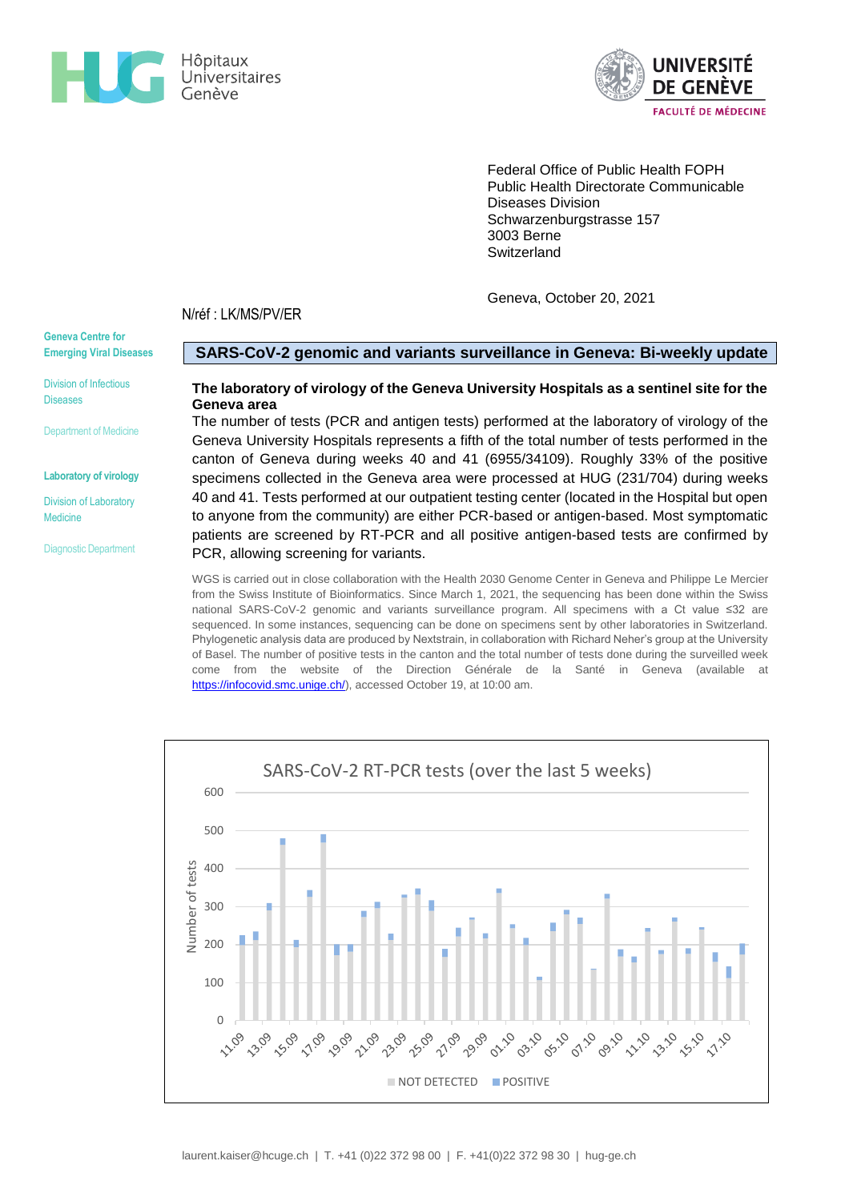Hôpitaux Universitaires Genève

UNIVERSITÉ DE GENÈVE
FACULTÉ DE MÉDECINE

Federal Office of Public Health FOPH
Public Health Directorate Communicable Diseases Division
Schwarzenburgstrasse 157
3003 Berne
Switzerland

Geneva, October 20, 2021

N/réf : LK/MS/PV/ER

Geneva Centre for Emerging Viral Diseases

Division of Infectious Diseases

Department of Medicine

Laboratory of virology

Division of Laboratory Medicine

Diagnostic Department

## SARS-CoV-2 genomic and variants surveillance in Geneva: Bi-weekly update

### The laboratory of virology of the Geneva University Hospitals as a sentinel site for the Geneva area

The number of tests (PCR and antigen tests) performed at the laboratory of virology of the Geneva University Hospitals represents a fifth of the total number of tests performed in the canton of Geneva during weeks 40 and 41 (6955/34109). Roughly 33% of the positive specimens collected in the Geneva area were processed at HUG (231/704) during weeks 40 and 41. Tests performed at our outpatient testing center (located in the Hospital but open to anyone from the community) are either PCR-based or antigen-based. Most symptomatic patients are screened by RT-PCR and all positive antigen-based tests are confirmed by PCR, allowing screening for variants.

WGS is carried out in close collaboration with the Health 2030 Genome Center in Geneva and Philippe Le Mercier from the Swiss Institute of Bioinformatics. Since March 1, 2021, the sequencing has been done within the Swiss national SARS-CoV-2 genomic and variants surveillance program. All specimens with a Ct value ≤32 are sequenced. In some instances, sequencing can be done on specimens sent by other laboratories in Switzerland. Phylogenetic analysis data are produced by Nextstrain, in collaboration with Richard Neher's group at the University of Basel. The number of positive tests in the canton and the total number of tests done during the surveilled week come from the website of the Direction Générale de la Santé in Geneva (available at https://infocovid.smc.unige.ch/), accessed October 19, at 10:00 am.

SARS-CoV-2 RT-PCR tests (over the last 5 weeks)

(Stacked bar chart: Number of tests, 0–600, daily from 11.09 to 18.10; legend: NOT DETECTED, POSITIVE)

laurent.kaiser@hcuge.ch | T. +41 (0)22 372 98 00 | F. +41(0)22 372 98 30 | hug-ge.ch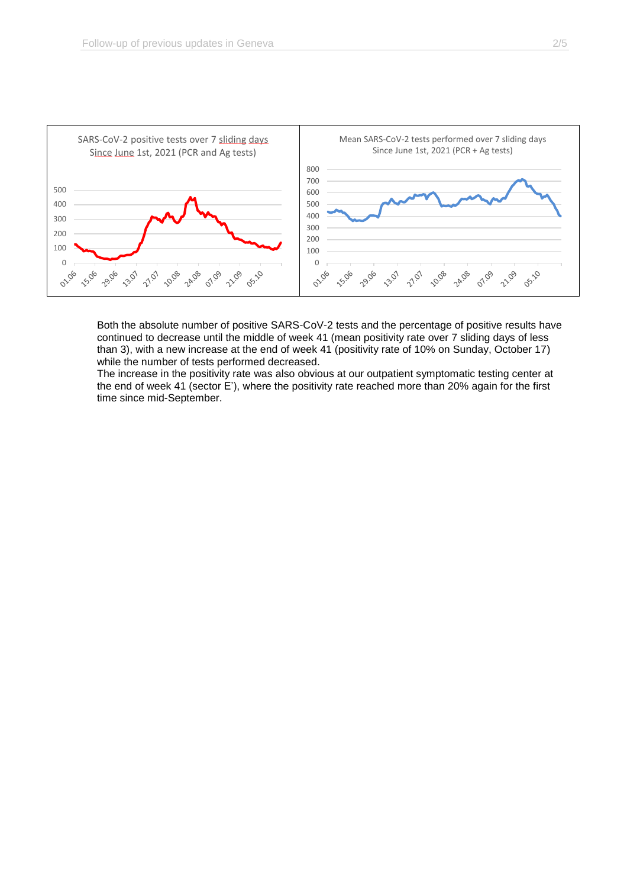SARS-CoV-2 positive tests over 7 sliding days Since June 1st, 2021 (PCR and Ag tests)

Mean SARS-CoV-2 tests performed over 7 sliding days Since June 1st, 2021 (PCR + Ag tests)

Both the absolute number of positive SARS-CoV-2 tests and the percentage of positive results have continued to decrease until the middle of week 41 (mean positivity rate over 7 sliding days of less than 3), with a new increase at the end of week 41 (positivity rate of 10% on Sunday, October 17) while the number of tests performed decreased.

The increase in the positivity rate was also obvious at our outpatient symptomatic testing center at the end of week 41 (sector E'), where the positivity rate reached more than 20% again for the first time since mid-September.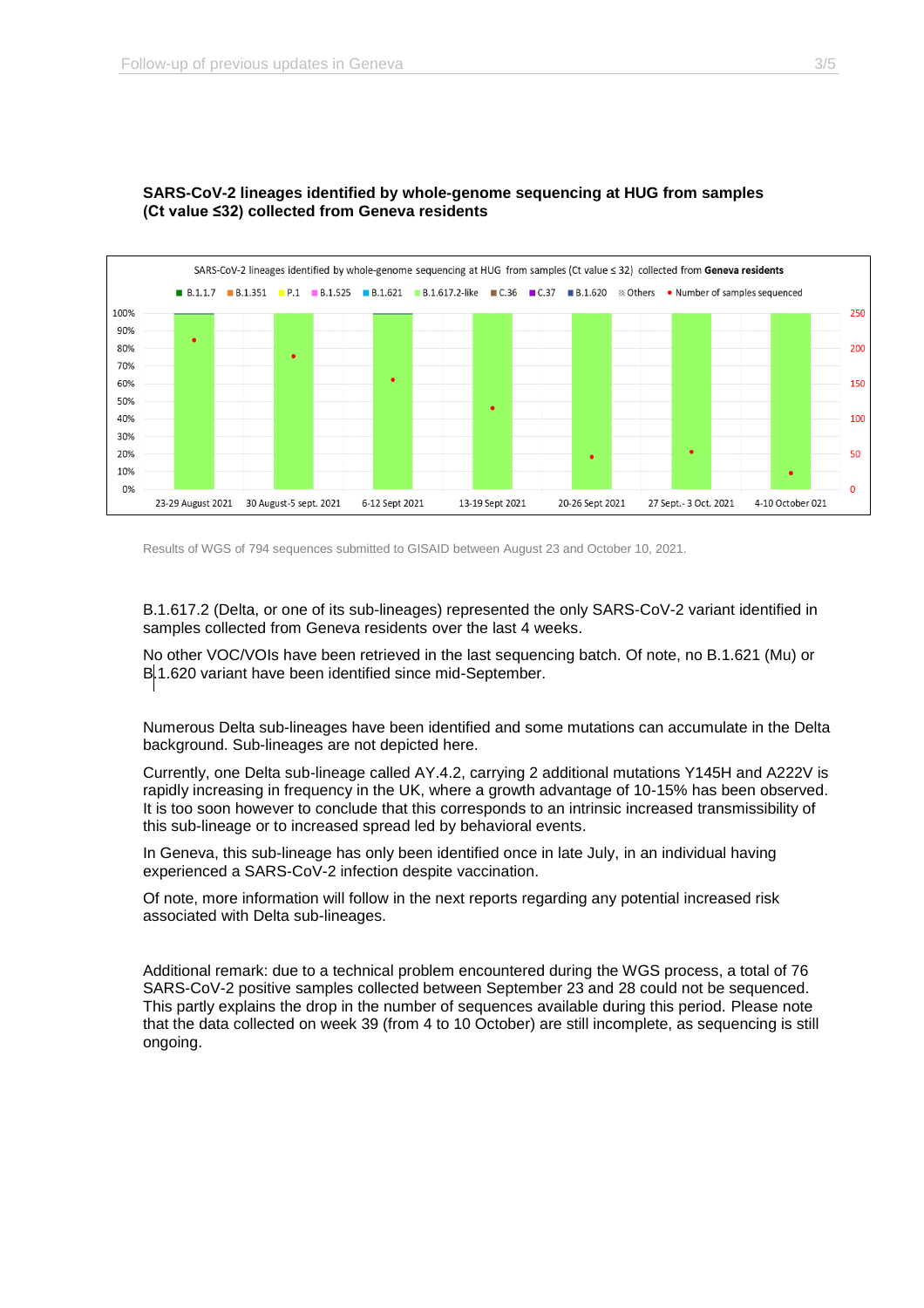**SARS-CoV-2 lineages identified by whole-genome sequencing at HUG from samples (Ct value ≤32) collected from Geneva residents**

Results of WGS of 794 sequences submitted to GISAID between August 23 and October 10, 2021.

B.1.617.2 (Delta, or one of its sub-lineages) represented the only SARS-CoV-2 variant identified in samples collected from Geneva residents over the last 4 weeks.

No other VOC/VOIs have been retrieved in the last sequencing batch. Of note, no B.1.621 (Mu) or B.1.620 variant have been identified since mid-September.

Numerous Delta sub-lineages have been identified and some mutations can accumulate in the Delta background. Sub-lineages are not depicted here.

Currently, one Delta sub-lineage called AY.4.2, carrying 2 additional mutations Y145H and A222V is rapidly increasing in frequency in the UK, where a growth advantage of 10-15% has been observed. It is too soon however to conclude that this corresponds to an intrinsic increased transmissibility of this sub-lineage or to increased spread led by behavioral events.

In Geneva, this sub-lineage has only been identified once in late July, in an individual having experienced a SARS-CoV-2 infection despite vaccination.

Of note, more information will follow in the next reports regarding any potential increased risk associated with Delta sub-lineages.

Additional remark: due to a technical problem encountered during the WGS process, a total of 76 SARS-CoV-2 positive samples collected between September 23 and 28 could not be sequenced. This partly explains the drop in the number of sequences available during this period. Please note that the data collected on week 39 (from 4 to 10 October) are still incomplete, as sequencing is still ongoing.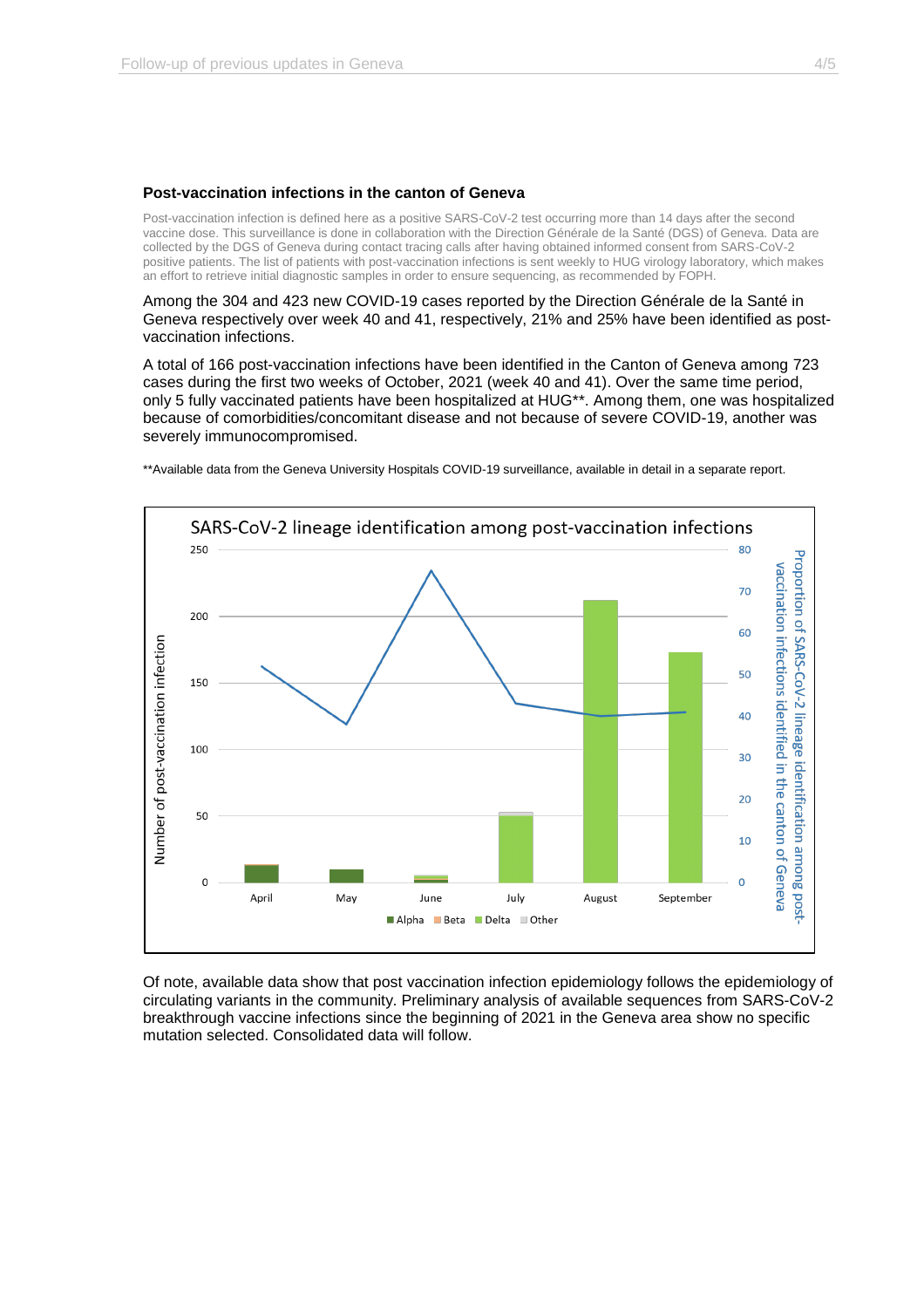### Post-vaccination infections in the canton of Geneva

Post-vaccination infection is defined here as a positive SARS-CoV-2 test occurring more than 14 days after the second vaccine dose. This surveillance is done in collaboration with the Direction Générale de la Santé (DGS) of Geneva. Data are collected by the DGS of Geneva during contact tracing calls after having obtained informed consent from SARS-CoV-2 positive patients. The list of patients with post-vaccination infections is sent weekly to HUG virology laboratory, which makes an effort to retrieve initial diagnostic samples in order to ensure sequencing, as recommended by FOPH.

Among the 304 and 423 new COVID-19 cases reported by the Direction Générale de la Santé in Geneva respectively over week 40 and 41, respectively, 21% and 25% have been identified as post-vaccination infections.

A total of 166 post-vaccination infections have been identified in the Canton of Geneva among 723 cases during the first two weeks of October, 2021 (week 40 and 41). Over the same time period, only 5 fully vaccinated patients have been hospitalized at HUG**. Among them, one was hospitalized because of comorbidities/concomitant disease and not because of severe COVID-19, another was severely immunocompromised.

**Available data from the Geneva University Hospitals COVID-19 surveillance, available in detail in a separate report.

SARS-CoV-2 lineage identification among post-vaccination infections

Of note, available data show that post vaccination infection epidemiology follows the epidemiology of circulating variants in the community. Preliminary analysis of available sequences from SARS-CoV-2 breakthrough vaccine infections since the beginning of 2021 in the Geneva area show no specific mutation selected. Consolidated data will follow.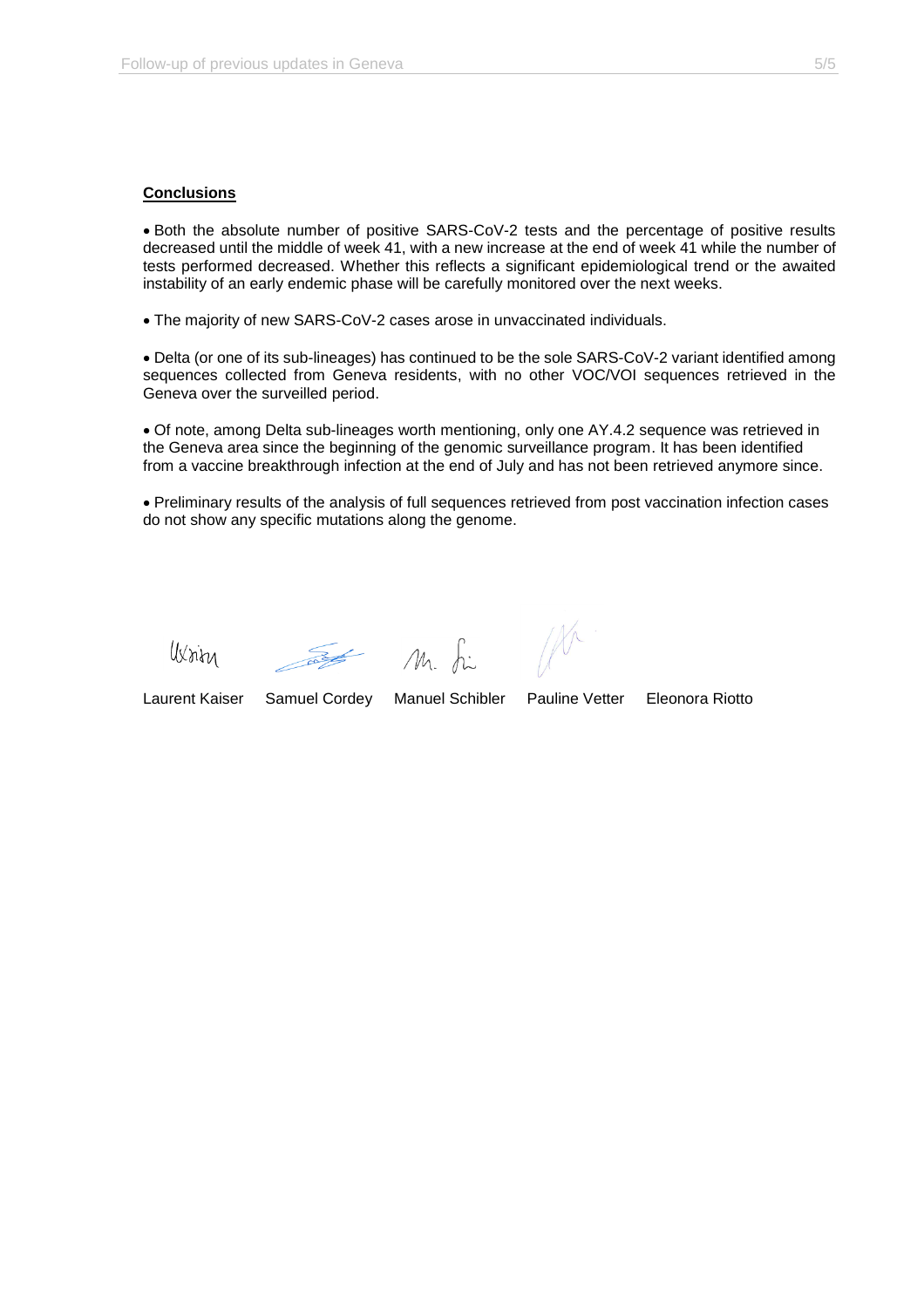**Conclusions**

- Both the absolute number of positive SARS-CoV-2 tests and the percentage of positive results decreased until the middle of week 41, with a new increase at the end of week 41 while the number of tests performed decreased. Whether this reflects a significant epidemiological trend or the awaited instability of an early endemic phase will be carefully monitored over the next weeks.

- The majority of new SARS-CoV-2 cases arose in unvaccinated individuals.

- Delta (or one of its sub-lineages) has continued to be the sole SARS-CoV-2 variant identified among sequences collected from Geneva residents, with no other VOC/VOI sequences retrieved in the Geneva over the surveilled period.

- Of note, among Delta sub-lineages worth mentioning, only one AY.4.2 sequence was retrieved in the Geneva area since the beginning of the genomic surveillance program. It has been identified from a vaccine breakthrough infection at the end of July and has not been retrieved anymore since.

- Preliminary results of the analysis of full sequences retrieved from post vaccination infection cases do not show any specific mutations along the genome.

Laurent Kaiser     Samuel Cordey     Manuel Schibler     Pauline Vetter     Eleonora Riotto